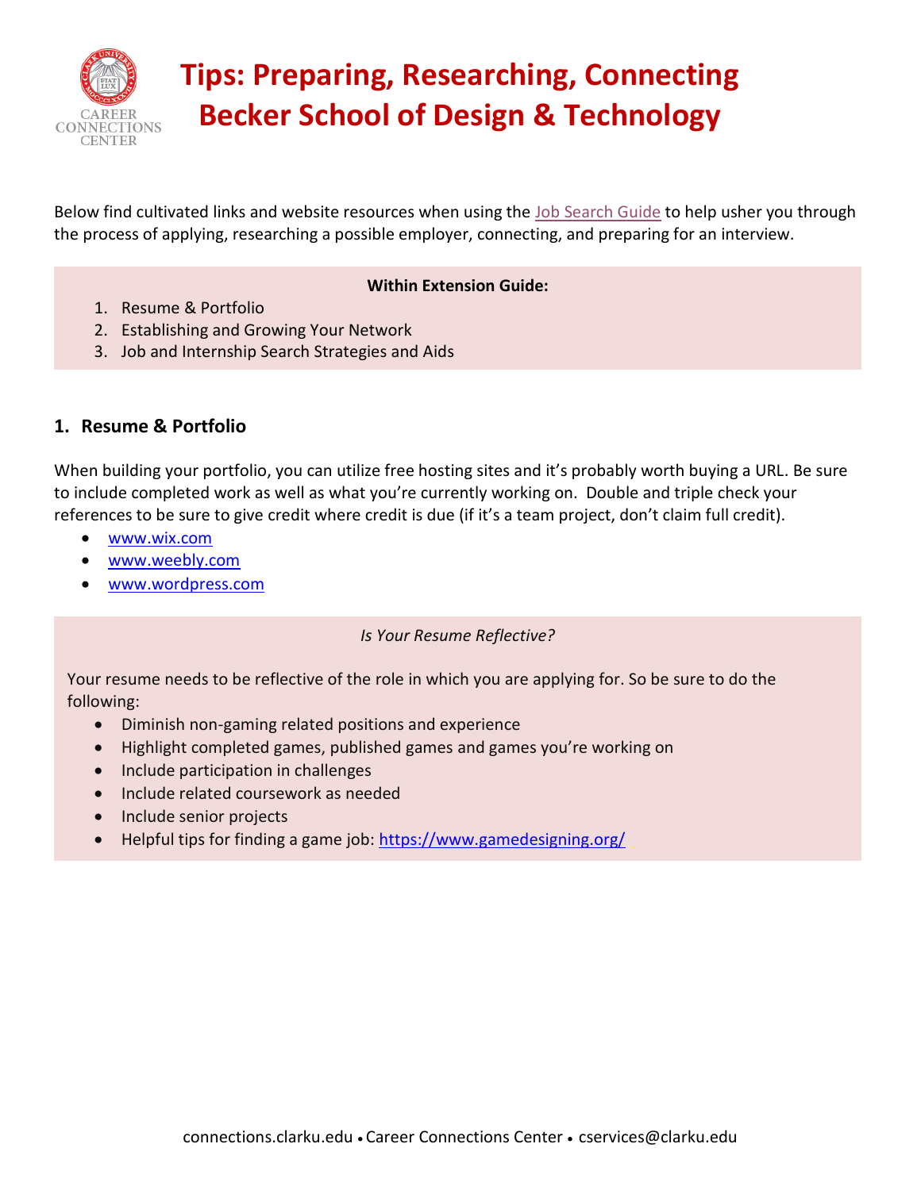# Tips: Preparing, Researching, Connecting
# Becker School of Design & Technology

Below find cultivated links and website resources when using the Job Search Guide to help usher you through the process of applying, researching a possible employer, connecting, and preparing for an interview.

**Within Extension Guide:**

1. Resume & Portfolio
2. Establishing and Growing Your Network
3. Job and Internship Search Strategies and Aids

## 1. Resume & Portfolio

When building your portfolio, you can utilize free hosting sites and it's probably worth buying a URL. Be sure to include completed work as well as what you're currently working on. Double and triple check your references to be sure to give credit where credit is due (if it's a team project, don't claim full credit).

- www.wix.com
- www.weebly.com
- www.wordpress.com

*Is Your Resume Reflective?*

Your resume needs to be reflective of the role in which you are applying for. So be sure to do the following:

- Diminish non-gaming related positions and experience
- Highlight completed games, published games and games you're working on
- Include participation in challenges
- Include related coursework as needed
- Include senior projects
- Helpful tips for finding a game job: https://www.gamedesigning.org/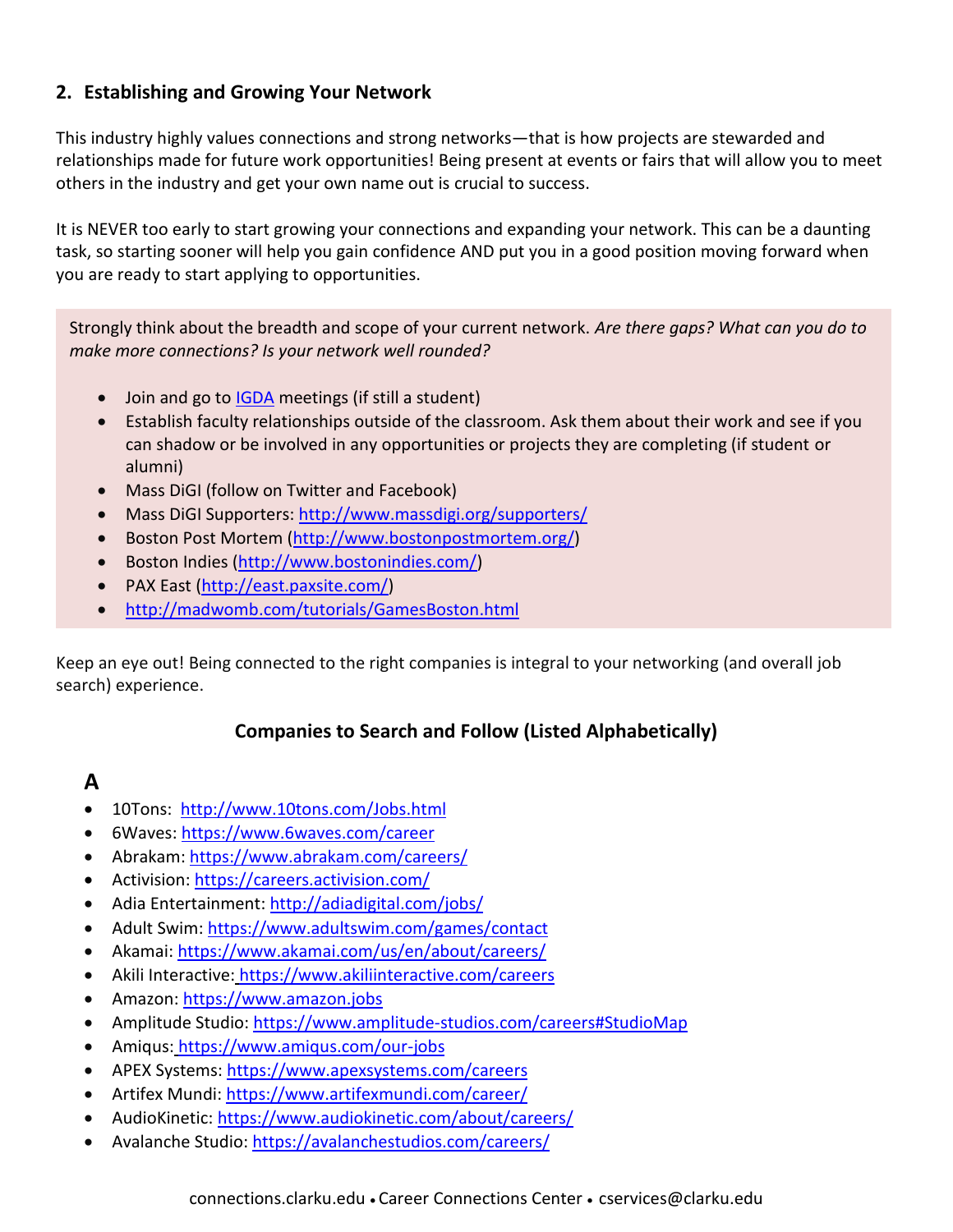## 2. Establishing and Growing Your Network

This industry highly values connections and strong networks—that is how projects are stewarded and relationships made for future work opportunities! Being present at events or fairs that will allow you to meet others in the industry and get your own name out is crucial to success.

It is NEVER too early to start growing your connections and expanding your network. This can be a daunting task, so starting sooner will help you gain confidence AND put you in a good position moving forward when you are ready to start applying to opportunities.

Strongly think about the breadth and scope of your current network. *Are there gaps? What can you do to make more connections? Is your network well rounded?*

- Join and go to IGDA meetings (if still a student)
- Establish faculty relationships outside of the classroom. Ask them about their work and see if you can shadow or be involved in any opportunities or projects they are completing (if student or alumni)
- Mass DiGI (follow on Twitter and Facebook)
- Mass DiGI Supporters: http://www.massdigi.org/supporters/
- Boston Post Mortem (http://www.bostonpostmortem.org/)
- Boston Indies (http://www.bostonindies.com/)
- PAX East (http://east.paxsite.com/)
- http://madwomb.com/tutorials/GamesBoston.html

Keep an eye out! Being connected to the right companies is integral to your networking (and overall job search) experience.

### Companies to Search and Follow (Listed Alphabetically)

## A

- 10Tons: http://www.10tons.com/Jobs.html
- 6Waves: https://www.6waves.com/career
- Abrakam: https://www.abrakam.com/careers/
- Activision: https://careers.activision.com/
- Adia Entertainment: http://adiadigital.com/jobs/
- Adult Swim: https://www.adultswim.com/games/contact
- Akamai: https://www.akamai.com/us/en/about/careers/
- Akili Interactive: https://www.akiliinteractive.com/careers
- Amazon: https://www.amazon.jobs
- Amplitude Studio: https://www.amplitude-studios.com/careers#StudioMap
- Amiqus: https://www.amiqus.com/our-jobs
- APEX Systems: https://www.apexsystems.com/careers
- Artifex Mundi: https://www.artifexmundi.com/career/
- AudioKinetic: https://www.audiokinetic.com/about/careers/
- Avalanche Studio: https://avalanchestudios.com/careers/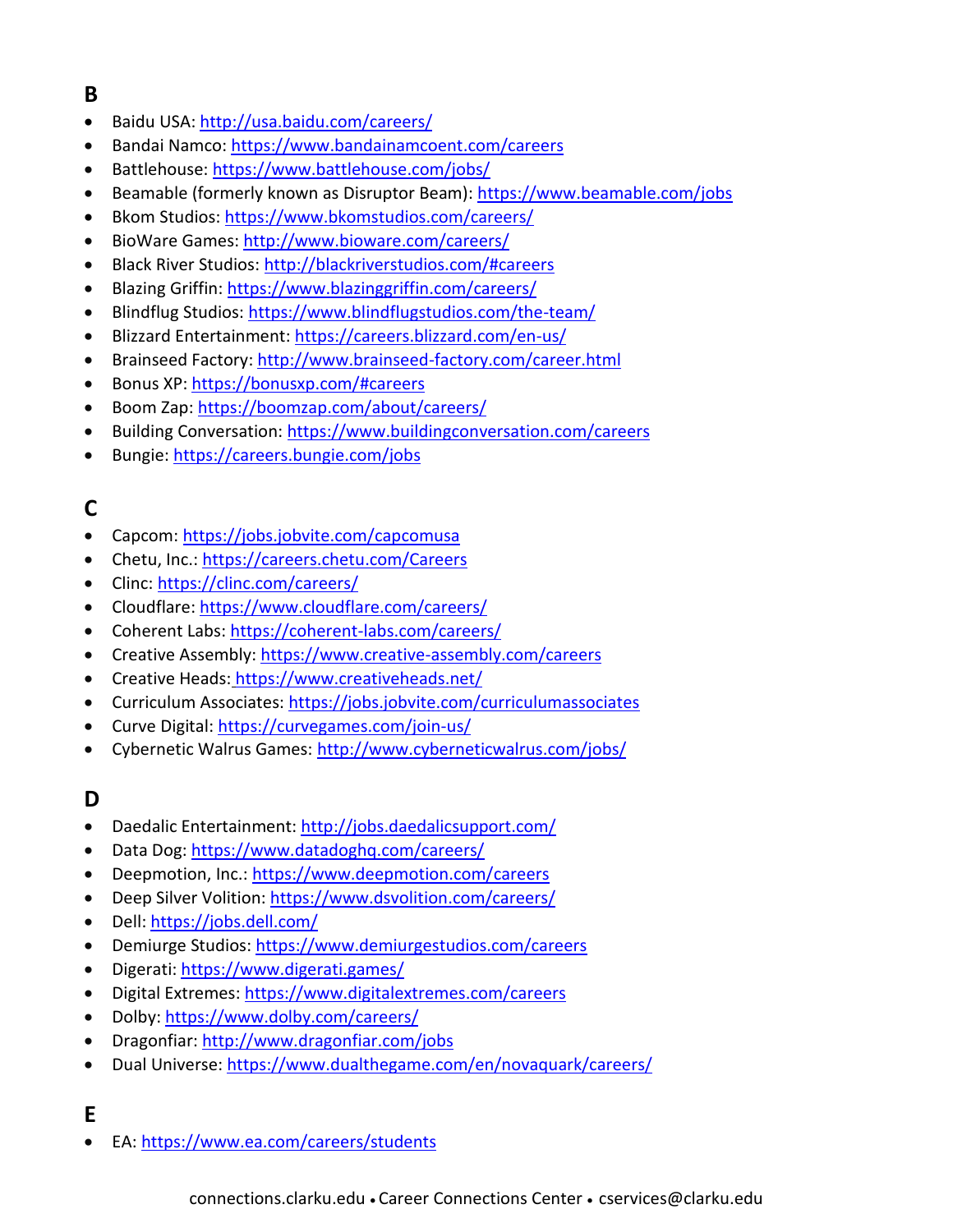## B

- Baidu USA: http://usa.baidu.com/careers/
- Bandai Namco: https://www.bandainamcoent.com/careers
- Battlehouse: https://www.battlehouse.com/jobs/
- Beamable (formerly known as Disruptor Beam): https://www.beamable.com/jobs
- Bkom Studios: https://www.bkomstudios.com/careers/
- BioWare Games: http://www.bioware.com/careers/
- Black River Studios: http://blackriverstudios.com/#careers
- Blazing Griffin: https://www.blazinggriffin.com/careers/
- Blindflug Studios: https://www.blindflugstudios.com/the-team/
- Blizzard Entertainment: https://careers.blizzard.com/en-us/
- Brainseed Factory: http://www.brainseed-factory.com/career.html
- Bonus XP: https://bonusxp.com/#careers
- Boom Zap: https://boomzap.com/about/careers/
- Building Conversation: https://www.buildingconversation.com/careers
- Bungie: https://careers.bungie.com/jobs

## C

- Capcom: https://jobs.jobvite.com/capcomusa
- Chetu, Inc.: https://careers.chetu.com/Careers
- Clinc: https://clinc.com/careers/
- Cloudflare: https://www.cloudflare.com/careers/
- Coherent Labs: https://coherent-labs.com/careers/
- Creative Assembly: https://www.creative-assembly.com/careers
- Creative Heads: https://www.creativeheads.net/
- Curriculum Associates: https://jobs.jobvite.com/curriculumassociates
- Curve Digital: https://curvegames.com/join-us/
- Cybernetic Walrus Games: http://www.cyberneticwalrus.com/jobs/

## D

- Daedalic Entertainment: http://jobs.daedalicsupport.com/
- Data Dog: https://www.datadoghq.com/careers/
- Deepmotion, Inc.: https://www.deepmotion.com/careers
- Deep Silver Volition: https://www.dsvolition.com/careers/
- Dell: https://jobs.dell.com/
- Demiurge Studios: https://www.demiurgestudios.com/careers
- Digerati: https://www.digerati.games/
- Digital Extremes: https://www.digitalextremes.com/careers
- Dolby: https://www.dolby.com/careers/
- Dragonfiar: http://www.dragonfiar.com/jobs
- Dual Universe: https://www.dualthegame.com/en/novaquark/careers/

## E

- EA: https://www.ea.com/careers/students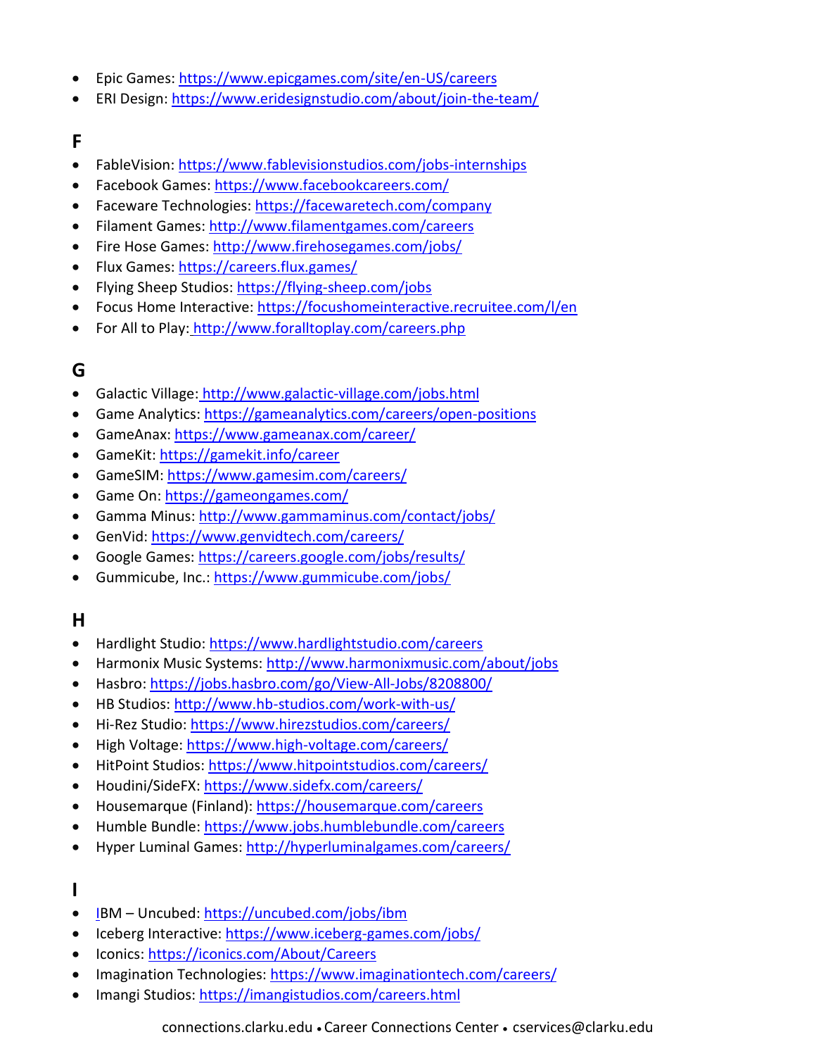- Epic Games: https://www.epicgames.com/site/en-US/careers
- ERI Design: https://www.eridesignstudio.com/about/join-the-team/

## F

- FableVision: https://www.fablevisionstudios.com/jobs-internships
- Facebook Games: https://www.facebookcareers.com/
- Faceware Technologies: https://facewaretech.com/company
- Filament Games: http://www.filamentgames.com/careers
- Fire Hose Games: http://www.firehosegames.com/jobs/
- Flux Games: https://careers.flux.games/
- Flying Sheep Studios: https://flying-sheep.com/jobs
- Focus Home Interactive: https://focushomeinteractive.recruitee.com/l/en
- For All to Play: http://www.foralltoplay.com/careers.php

## G

- Galactic Village: http://www.galactic-village.com/jobs.html
- Game Analytics: https://gameanalytics.com/careers/open-positions
- GameAnax: https://www.gameanax.com/career/
- GameKit: https://gamekit.info/career
- GameSIM: https://www.gamesim.com/careers/
- Game On: https://gameongames.com/
- Gamma Minus: http://www.gammaminus.com/contact/jobs/
- GenVid: https://www.genvidtech.com/careers/
- Google Games: https://careers.google.com/jobs/results/
- Gummicube, Inc.: https://www.gummicube.com/jobs/

## H

- Hardlight Studio: https://www.hardlightstudio.com/careers
- Harmonix Music Systems: http://www.harmonixmusic.com/about/jobs
- Hasbro: https://jobs.hasbro.com/go/View-All-Jobs/8208800/
- HB Studios: http://www.hb-studios.com/work-with-us/
- Hi-Rez Studio: https://www.hirezstudios.com/careers/
- High Voltage: https://www.high-voltage.com/careers/
- HitPoint Studios: https://www.hitpointstudios.com/careers/
- Houdini/SideFX: https://www.sidefx.com/careers/
- Housemarque (Finland): https://housemarque.com/careers
- Humble Bundle: https://www.jobs.humblebundle.com/careers
- Hyper Luminal Games: http://hyperluminalgames.com/careers/

## I

- IBM – Uncubed: https://uncubed.com/jobs/ibm
- Iceberg Interactive: https://www.iceberg-games.com/jobs/
- Iconics: https://iconics.com/About/Careers
- Imagination Technologies: https://www.imaginationtech.com/careers/
- Imangi Studios: https://imangistudios.com/careers.html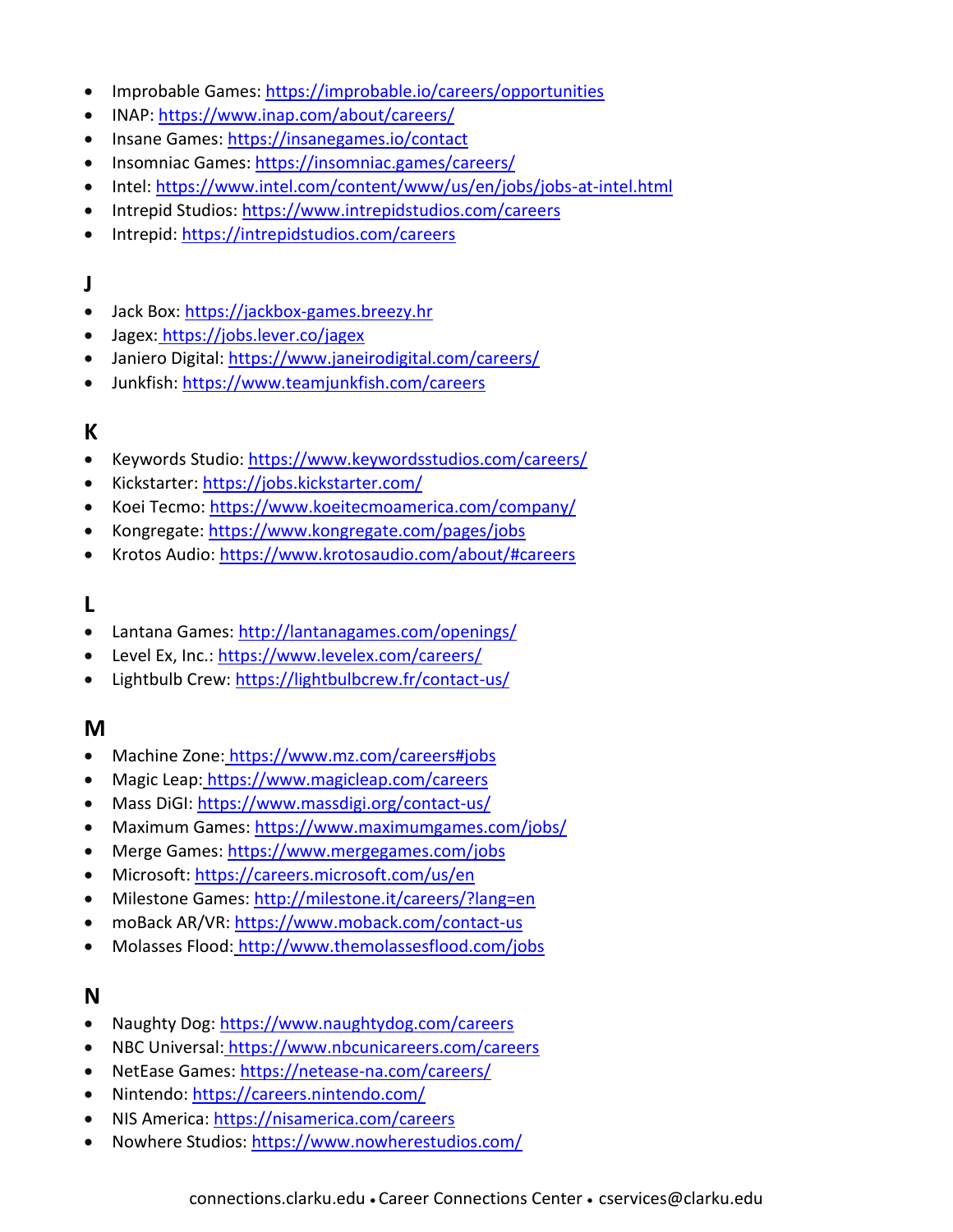- Improbable Games: https://improbable.io/careers/opportunities
- INAP: https://www.inap.com/about/careers/
- Insane Games: https://insanegames.io/contact
- Insomniac Games: https://insomniac.games/careers/
- Intel: https://www.intel.com/content/www/us/en/jobs/jobs-at-intel.html
- Intrepid Studios: https://www.intrepidstudios.com/careers
- Intrepid: https://intrepidstudios.com/careers

## J

- Jack Box: https://jackbox-games.breezy.hr
- Jagex: https://jobs.lever.co/jagex
- Janiero Digital: https://www.janeirodigital.com/careers/
- Junkfish: https://www.teamjunkfish.com/careers

## K

- Keywords Studio: https://www.keywordsstudios.com/careers/
- Kickstarter: https://jobs.kickstarter.com/
- Koei Tecmo: https://www.koeitecmoamerica.com/company/
- Kongregate: https://www.kongregate.com/pages/jobs
- Krotos Audio: https://www.krotosaudio.com/about/#careers

## L

- Lantana Games: http://lantanagames.com/openings/
- Level Ex, Inc.: https://www.levelex.com/careers/
- Lightbulb Crew: https://lightbulbcrew.fr/contact-us/

## M

- Machine Zone: https://www.mz.com/careers#jobs
- Magic Leap: https://www.magicleap.com/careers
- Mass DiGI: https://www.massdigi.org/contact-us/
- Maximum Games: https://www.maximumgames.com/jobs/
- Merge Games: https://www.mergegames.com/jobs
- Microsoft: https://careers.microsoft.com/us/en
- Milestone Games: http://milestone.it/careers/?lang=en
- moBack AR/VR: https://www.moback.com/contact-us
- Molasses Flood: http://www.themolassesflood.com/jobs

## N

- Naughty Dog: https://www.naughtydog.com/careers
- NBC Universal: https://www.nbcunicareers.com/careers
- NetEase Games: https://netease-na.com/careers/
- Nintendo: https://careers.nintendo.com/
- NIS America: https://nisamerica.com/careers
- Nowhere Studios: https://www.nowherestudios.com/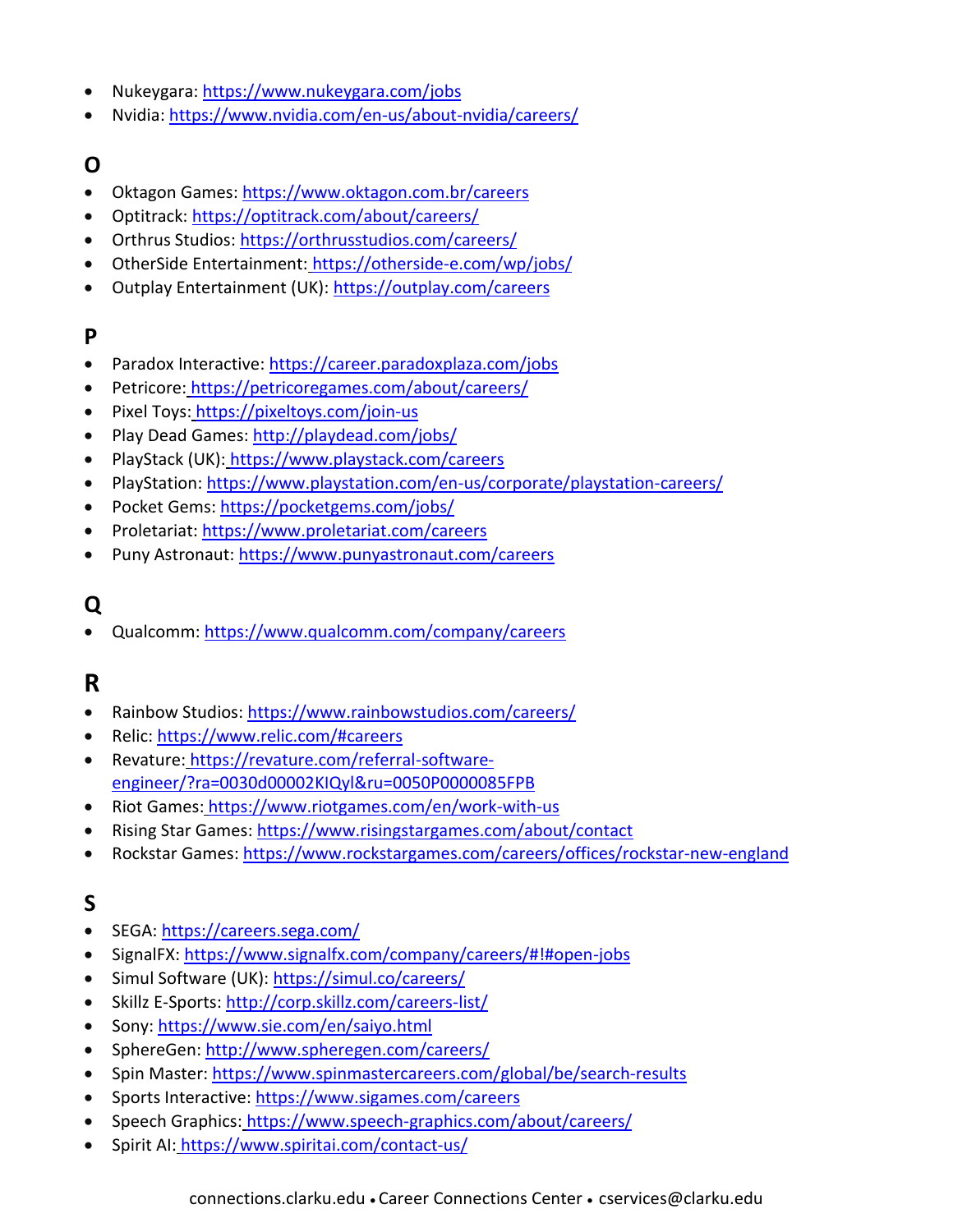- Nukeygara: https://www.nukeygara.com/jobs
- Nvidia: https://www.nvidia.com/en-us/about-nvidia/careers/

## O

- Oktagon Games: https://www.oktagon.com.br/careers
- Optitrack: https://optitrack.com/about/careers/
- Orthrus Studios: https://orthrusstudios.com/careers/
- OtherSide Entertainment: https://otherside-e.com/wp/jobs/
- Outplay Entertainment (UK): https://outplay.com/careers

## P

- Paradox Interactive: https://career.paradoxplaza.com/jobs
- Petricore: https://petricoregames.com/about/careers/
- Pixel Toys: https://pixeltoys.com/join-us
- Play Dead Games: http://playdead.com/jobs/
- PlayStack (UK): https://www.playstack.com/careers
- PlayStation: https://www.playstation.com/en-us/corporate/playstation-careers/
- Pocket Gems: https://pocketgems.com/jobs/
- Proletariat: https://www.proletariat.com/careers
- Puny Astronaut: https://www.punyastronaut.com/careers

## Q

- Qualcomm: https://www.qualcomm.com/company/careers

## R

- Rainbow Studios: https://www.rainbowstudios.com/careers/
- Relic: https://www.relic.com/#careers
- Revature: https://revature.com/referral-software-engineer/?ra=0030d00002KIQyl&ru=0050P0000085FPB
- Riot Games: https://www.riotgames.com/en/work-with-us
- Rising Star Games: https://www.risingstargames.com/about/contact
- Rockstar Games: https://www.rockstargames.com/careers/offices/rockstar-new-england

## S

- SEGA: https://careers.sega.com/
- SignalFX: https://www.signalfx.com/company/careers/#!#open-jobs
- Simul Software (UK): https://simul.co/careers/
- Skillz E-Sports: http://corp.skillz.com/careers-list/
- Sony: https://www.sie.com/en/saiyo.html
- SphereGen: http://www.spheregen.com/careers/
- Spin Master: https://www.spinmastercareers.com/global/be/search-results
- Sports Interactive: https://www.sigames.com/careers
- Speech Graphics: https://www.speech-graphics.com/about/careers/
- Spirit AI: https://www.spiritai.com/contact-us/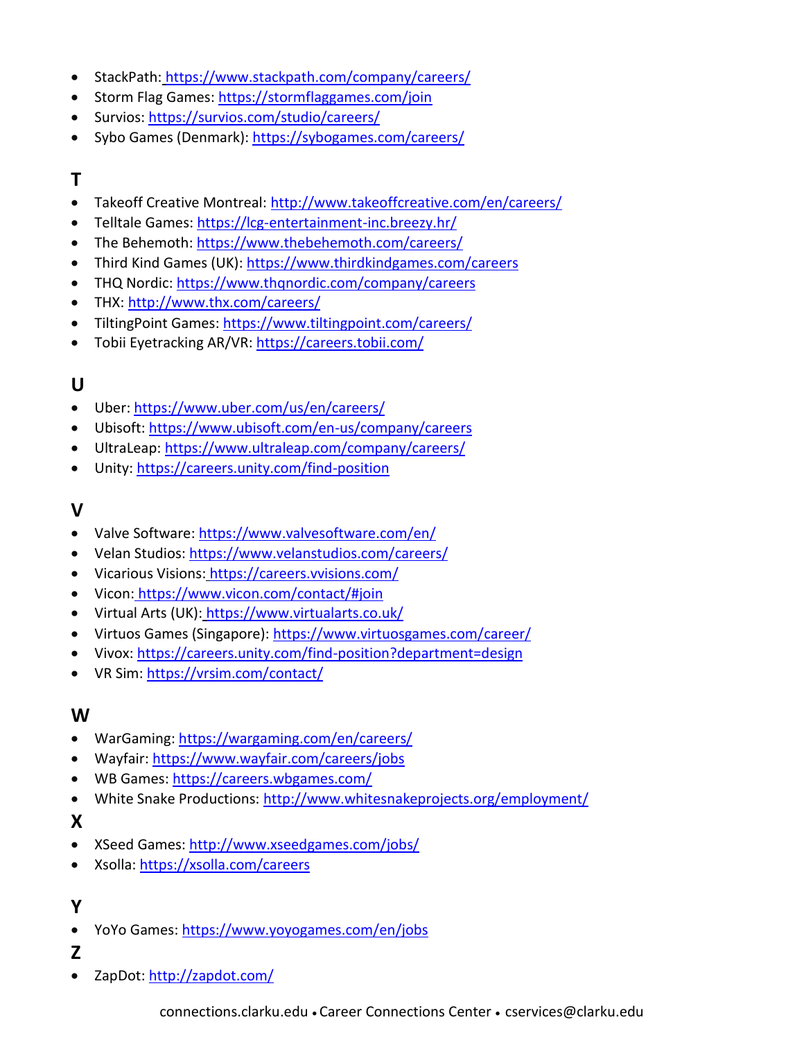- StackPath: https://www.stackpath.com/company/careers/
- Storm Flag Games: https://stormflaggames.com/join
- Survios: https://survios.com/studio/careers/
- Sybo Games (Denmark): https://sybogames.com/careers/

## T

- Takeoff Creative Montreal: http://www.takeoffcreative.com/en/careers/
- Telltale Games: https://lcg-entertainment-inc.breezy.hr/
- The Behemoth: https://www.thebehemoth.com/careers/
- Third Kind Games (UK): https://www.thirdkindgames.com/careers
- THQ Nordic: https://www.thqnordic.com/company/careers
- THX: http://www.thx.com/careers/
- TiltingPoint Games: https://www.tiltingpoint.com/careers/
- Tobii Eyetracking AR/VR: https://careers.tobii.com/

## U

- Uber: https://www.uber.com/us/en/careers/
- Ubisoft: https://www.ubisoft.com/en-us/company/careers
- UltraLeap: https://www.ultraleap.com/company/careers/
- Unity: https://careers.unity.com/find-position

## V

- Valve Software: https://www.valvesoftware.com/en/
- Velan Studios: https://www.velanstudios.com/careers/
- Vicarious Visions: https://careers.vvisions.com/
- Vicon: https://www.vicon.com/contact/#join
- Virtual Arts (UK): https://www.virtualarts.co.uk/
- Virtuos Games (Singapore): https://www.virtuosgames.com/career/
- Vivox: https://careers.unity.com/find-position?department=design
- VR Sim: https://vrsim.com/contact/

## W

- WarGaming: https://wargaming.com/en/careers/
- Wayfair: https://www.wayfair.com/careers/jobs
- WB Games: https://careers.wbgames.com/
- White Snake Productions: http://www.whitesnakeprojects.org/employment/

## X

- XSeed Games: http://www.xseedgames.com/jobs/
- Xsolla: https://xsolla.com/careers

## Y

- YoYo Games: https://www.yoyogames.com/en/jobs

## Z

- ZapDot: http://zapdot.com/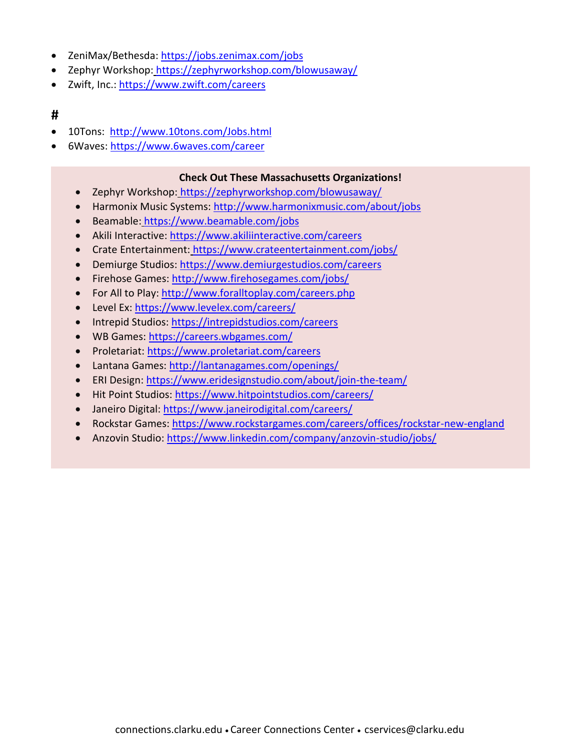- ZeniMax/Bethesda: https://jobs.zenimax.com/jobs
- Zephyr Workshop: https://zephyrworkshop.com/blowusaway/
- Zwift, Inc.: https://www.zwift.com/careers

## #

- 10Tons: http://www.10tons.com/Jobs.html
- 6Waves: https://www.6waves.com/career

**Check Out These Massachusetts Organizations!**

- Zephyr Workshop: https://zephyrworkshop.com/blowusaway/
- Harmonix Music Systems: http://www.harmonixmusic.com/about/jobs
- Beamable: https://www.beamable.com/jobs
- Akili Interactive: https://www.akiliinteractive.com/careers
- Crate Entertainment: https://www.crateentertainment.com/jobs/
- Demiurge Studios: https://www.demiurgestudios.com/careers
- Firehose Games: http://www.firehosegames.com/jobs/
- For All to Play: http://www.foralltoplay.com/careers.php
- Level Ex: https://www.levelex.com/careers/
- Intrepid Studios: https://intrepidstudios.com/careers
- WB Games: https://careers.wbgames.com/
- Proletariat: https://www.proletariat.com/careers
- Lantana Games: http://lantanagames.com/openings/
- ERI Design: https://www.eridesignstudio.com/about/join-the-team/
- Hit Point Studios: https://www.hitpointstudios.com/careers/
- Janeiro Digital: https://www.janeirodigital.com/careers/
- Rockstar Games: https://www.rockstargames.com/careers/offices/rockstar-new-england
- Anzovin Studio: https://www.linkedin.com/company/anzovin-studio/jobs/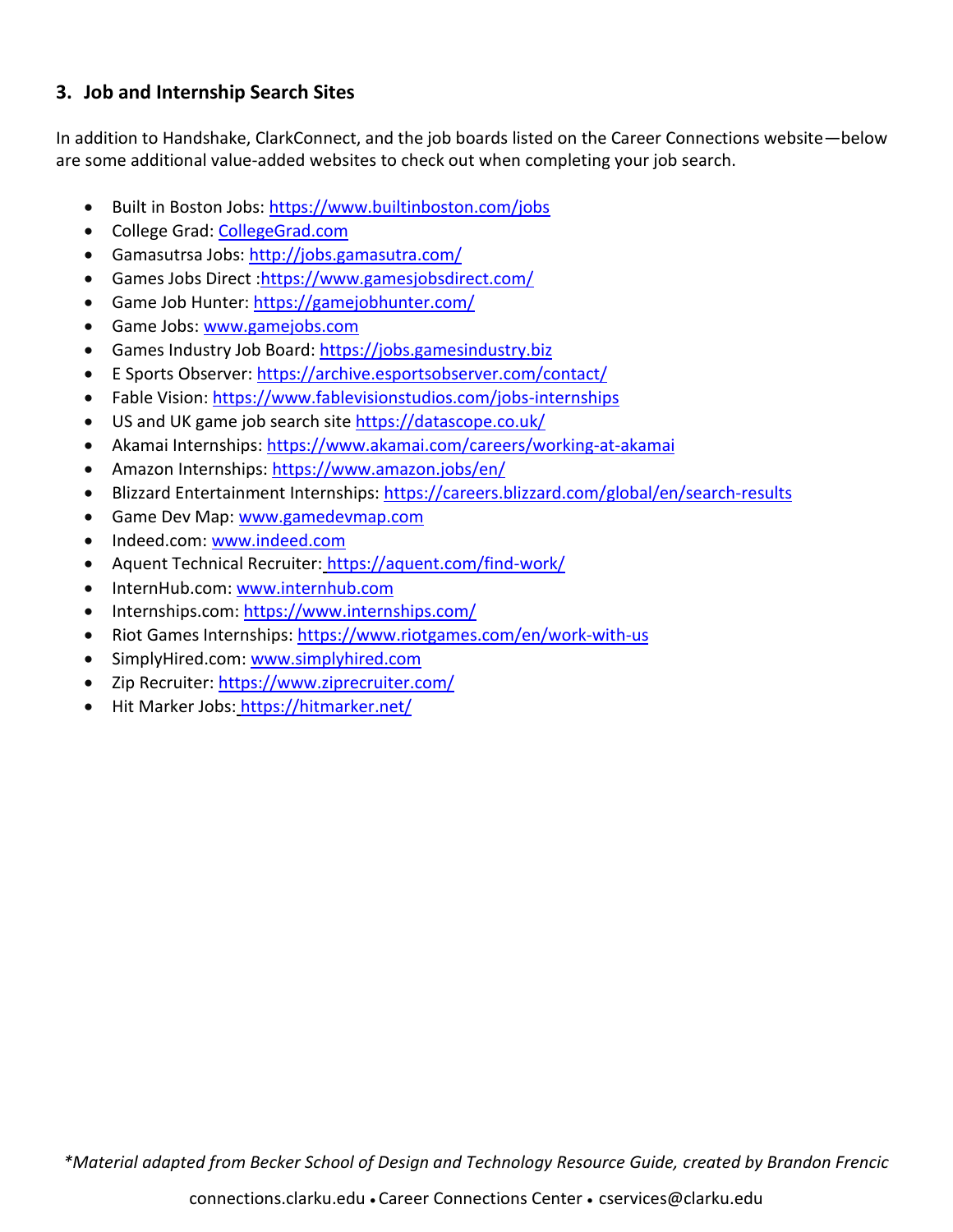## 3. Job and Internship Search Sites

In addition to Handshake, ClarkConnect, and the job boards listed on the Career Connections website—below are some additional value-added websites to check out when completing your job search.

- Built in Boston Jobs: https://www.builtinboston.com/jobs
- College Grad: CollegeGrad.com
- Gamasutrsa Jobs: http://jobs.gamasutra.com/
- Games Jobs Direct :https://www.gamesjobsdirect.com/
- Game Job Hunter: https://gamejobhunter.com/
- Game Jobs: www.gamejobs.com
- Games Industry Job Board: https://jobs.gamesindustry.biz
- E Sports Observer: https://archive.esportsobserver.com/contact/
- Fable Vision: https://www.fablevisionstudios.com/jobs-internships
- US and UK game job search site https://datascope.co.uk/
- Akamai Internships: https://www.akamai.com/careers/working-at-akamai
- Amazon Internships: https://www.amazon.jobs/en/
- Blizzard Entertainment Internships: https://careers.blizzard.com/global/en/search-results
- Game Dev Map: www.gamedevmap.com
- Indeed.com: www.indeed.com
- Aquent Technical Recruiter: https://aquent.com/find-work/
- InternHub.com: www.internhub.com
- Internships.com: https://www.internships.com/
- Riot Games Internships: https://www.riotgames.com/en/work-with-us
- SimplyHired.com: www.simplyhired.com
- Zip Recruiter: https://www.ziprecruiter.com/
- Hit Marker Jobs: https://hitmarker.net/

*\*Material adapted from Becker School of Design and Technology Resource Guide, created by Brandon Frencic*

connections.clarku.edu • Career Connections Center • cservices@clarku.edu